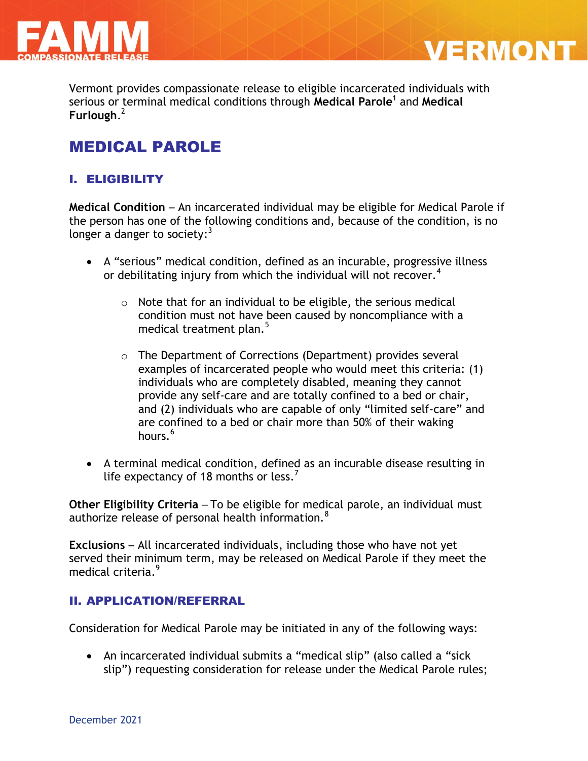# FAMM COMPASSIONATE RELEASE — VERMONT

Vermont provides compassionate release to eligible incarcerated individuals with serious or terminal medical conditions through **Medical Parole**[1] and **Medical Furlough**.[2]

## MEDICAL PAROLE

### I. ELIGIBILITY

**Medical Condition** – An incarcerated individual may be eligible for Medical Parole if the person has one of the following conditions and, because of the condition, is no longer a danger to society:[3]

- A "serious" medical condition, defined as an incurable, progressive illness or debilitating injury from which the individual will not recover.[4]
  - Note that for an individual to be eligible, the serious medical condition must not have been caused by noncompliance with a medical treatment plan.[5]
  - The Department of Corrections (Department) provides several examples of incarcerated people who would meet this criteria: (1) individuals who are completely disabled, meaning they cannot provide any self-care and are totally confined to a bed or chair, and (2) individuals who are capable of only "limited self-care" and are confined to a bed or chair more than 50% of their waking hours.[6]
- A terminal medical condition, defined as an incurable disease resulting in life expectancy of 18 months or less.[7]

**Other Eligibility Criteria** – To be eligible for medical parole, an individual must authorize release of personal health information.[8]

**Exclusions** – All incarcerated individuals, including those who have not yet served their minimum term, may be released on Medical Parole if they meet the medical criteria.[9]

### II. APPLICATION/REFERRAL

Consideration for Medical Parole may be initiated in any of the following ways:

- An incarcerated individual submits a "medical slip" (also called a "sick slip") requesting consideration for release under the Medical Parole rules;

December 2021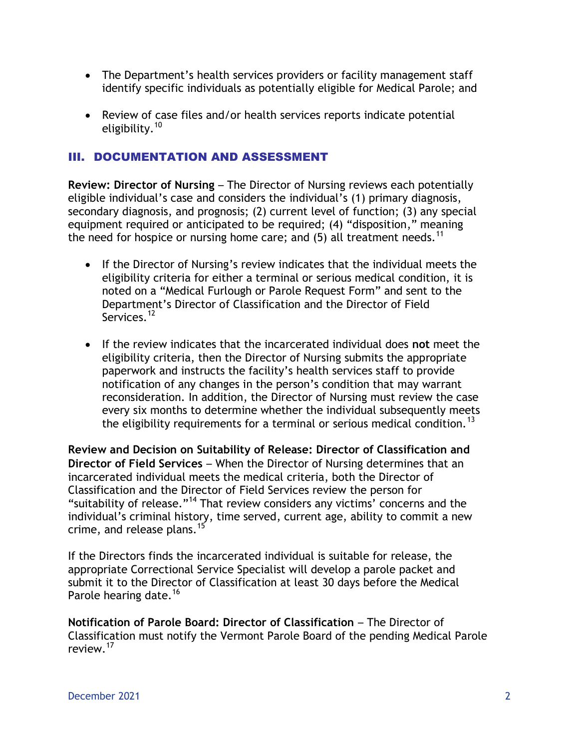- The Department's health services providers or facility management staff identify specific individuals as potentially eligible for Medical Parole; and
- Review of case files and/or health services reports indicate potential eligibility.[10]

## III. DOCUMENTATION AND ASSESSMENT

**Review: Director of Nursing** – The Director of Nursing reviews each potentially eligible individual's case and considers the individual's (1) primary diagnosis, secondary diagnosis, and prognosis; (2) current level of function; (3) any special equipment required or anticipated to be required; (4) "disposition," meaning the need for hospice or nursing home care; and (5) all treatment needs.[11]

- If the Director of Nursing's review indicates that the individual meets the eligibility criteria for either a terminal or serious medical condition, it is noted on a "Medical Furlough or Parole Request Form" and sent to the Department's Director of Classification and the Director of Field Services.[12]
- If the review indicates that the incarcerated individual does **not** meet the eligibility criteria, then the Director of Nursing submits the appropriate paperwork and instructs the facility's health services staff to provide notification of any changes in the person's condition that may warrant reconsideration. In addition, the Director of Nursing must review the case every six months to determine whether the individual subsequently meets the eligibility requirements for a terminal or serious medical condition.[13]

**Review and Decision on Suitability of Release: Director of Classification and Director of Field Services** – When the Director of Nursing determines that an incarcerated individual meets the medical criteria, both the Director of Classification and the Director of Field Services review the person for "suitability of release."[14] That review considers any victims' concerns and the individual's criminal history, time served, current age, ability to commit a new crime, and release plans.[15]

If the Directors finds the incarcerated individual is suitable for release, the appropriate Correctional Service Specialist will develop a parole packet and submit it to the Director of Classification at least 30 days before the Medical Parole hearing date.[16]

**Notification of Parole Board: Director of Classification** – The Director of Classification must notify the Vermont Parole Board of the pending Medical Parole review.[17]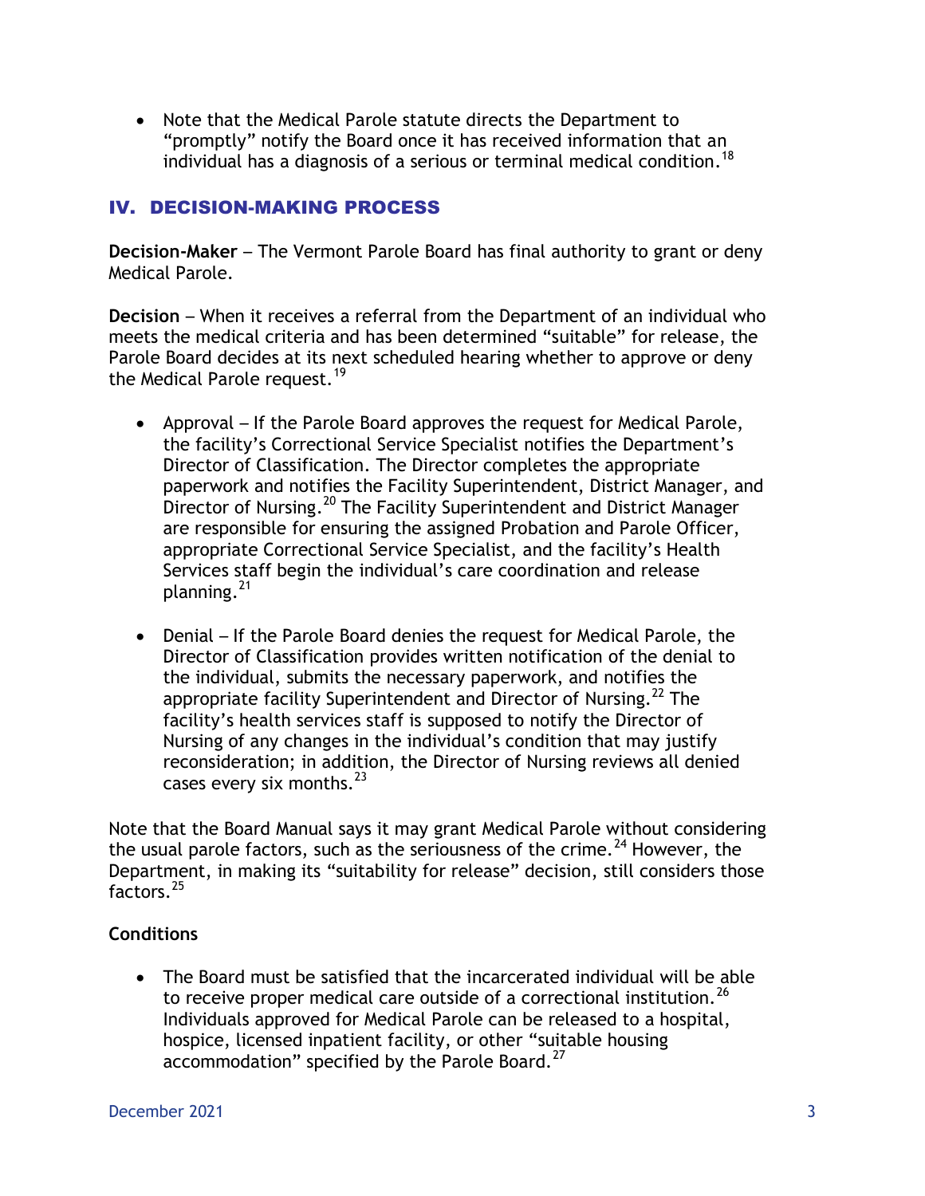- Note that the Medical Parole statute directs the Department to "promptly" notify the Board once it has received information that an individual has a diagnosis of a serious or terminal medical condition.[18]

## IV. DECISION-MAKING PROCESS

**Decision-Maker** – The Vermont Parole Board has final authority to grant or deny Medical Parole.

**Decision** – When it receives a referral from the Department of an individual who meets the medical criteria and has been determined "suitable" for release, the Parole Board decides at its next scheduled hearing whether to approve or deny the Medical Parole request.[19]

- Approval – If the Parole Board approves the request for Medical Parole, the facility's Correctional Service Specialist notifies the Department's Director of Classification. The Director completes the appropriate paperwork and notifies the Facility Superintendent, District Manager, and Director of Nursing.[20] The Facility Superintendent and District Manager are responsible for ensuring the assigned Probation and Parole Officer, appropriate Correctional Service Specialist, and the facility's Health Services staff begin the individual's care coordination and release planning.[21]

- Denial – If the Parole Board denies the request for Medical Parole, the Director of Classification provides written notification of the denial to the individual, submits the necessary paperwork, and notifies the appropriate facility Superintendent and Director of Nursing.[22] The facility's health services staff is supposed to notify the Director of Nursing of any changes in the individual's condition that may justify reconsideration; in addition, the Director of Nursing reviews all denied cases every six months.[23]

Note that the Board Manual says it may grant Medical Parole without considering the usual parole factors, such as the seriousness of the crime.[24] However, the Department, in making its "suitability for release" decision, still considers those factors.[25]

**Conditions**

- The Board must be satisfied that the incarcerated individual will be able to receive proper medical care outside of a correctional institution.[26] Individuals approved for Medical Parole can be released to a hospital, hospice, licensed inpatient facility, or other "suitable housing accommodation" specified by the Parole Board.[27]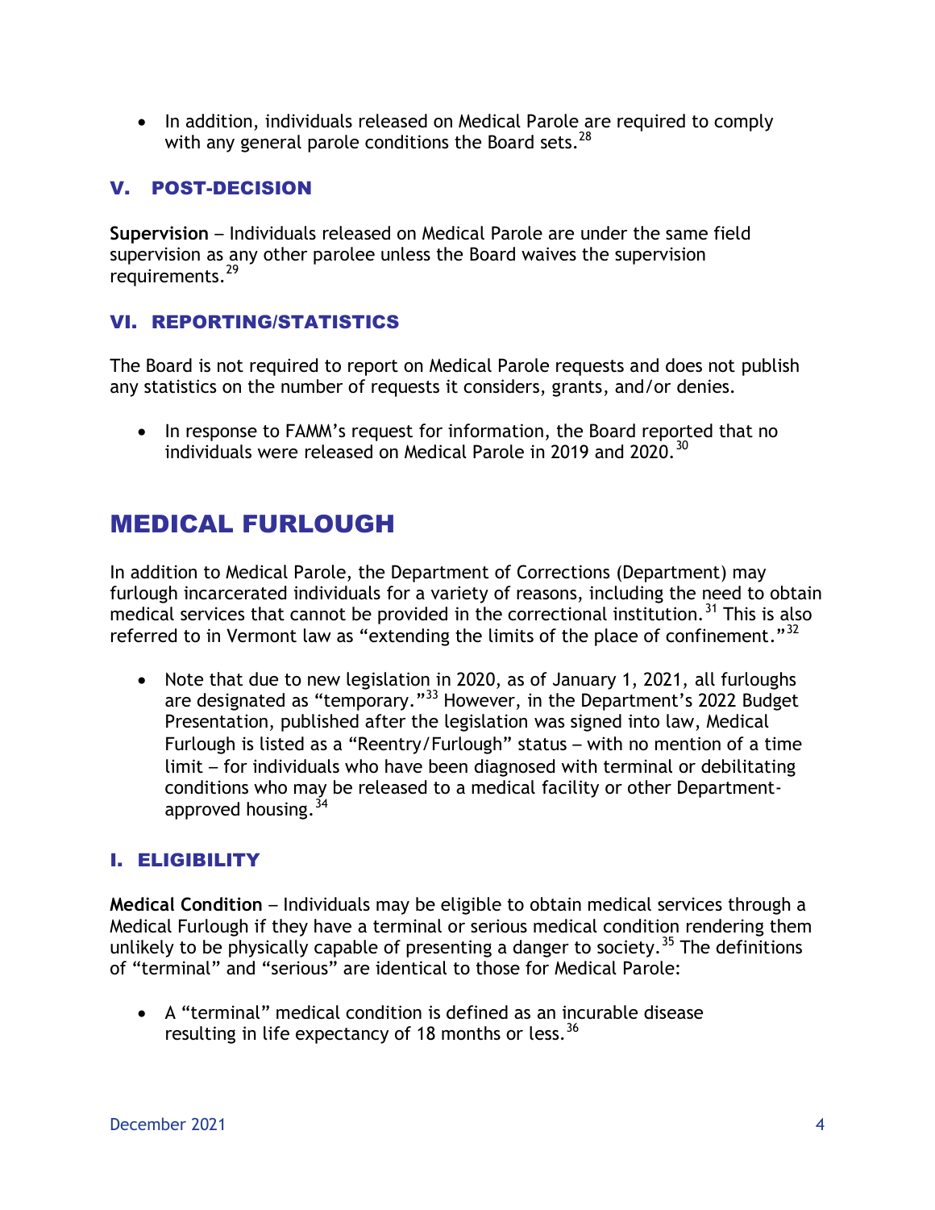- In addition, individuals released on Medical Parole are required to comply with any general parole conditions the Board sets.[28]

### V. POST-DECISION

**Supervision** – Individuals released on Medical Parole are under the same field supervision as any other parolee unless the Board waives the supervision requirements.[29]

### VI. REPORTING/STATISTICS

The Board is not required to report on Medical Parole requests and does not publish any statistics on the number of requests it considers, grants, and/or denies.

- In response to FAMM's request for information, the Board reported that no individuals were released on Medical Parole in 2019 and 2020.[30]

## MEDICAL FURLOUGH

In addition to Medical Parole, the Department of Corrections (Department) may furlough incarcerated individuals for a variety of reasons, including the need to obtain medical services that cannot be provided in the correctional institution.[31] This is also referred to in Vermont law as "extending the limits of the place of confinement."[32]

- Note that due to new legislation in 2020, as of January 1, 2021, all furloughs are designated as "temporary."[33] However, in the Department's 2022 Budget Presentation, published after the legislation was signed into law, Medical Furlough is listed as a "Reentry/Furlough" status – with no mention of a time limit – for individuals who have been diagnosed with terminal or debilitating conditions who may be released to a medical facility or other Department-approved housing.[34]

### I. ELIGIBILITY

**Medical Condition** – Individuals may be eligible to obtain medical services through a Medical Furlough if they have a terminal or serious medical condition rendering them unlikely to be physically capable of presenting a danger to society.[35] The definitions of "terminal" and "serious" are identical to those for Medical Parole:

- A "terminal" medical condition is defined as an incurable disease resulting in life expectancy of 18 months or less.[36]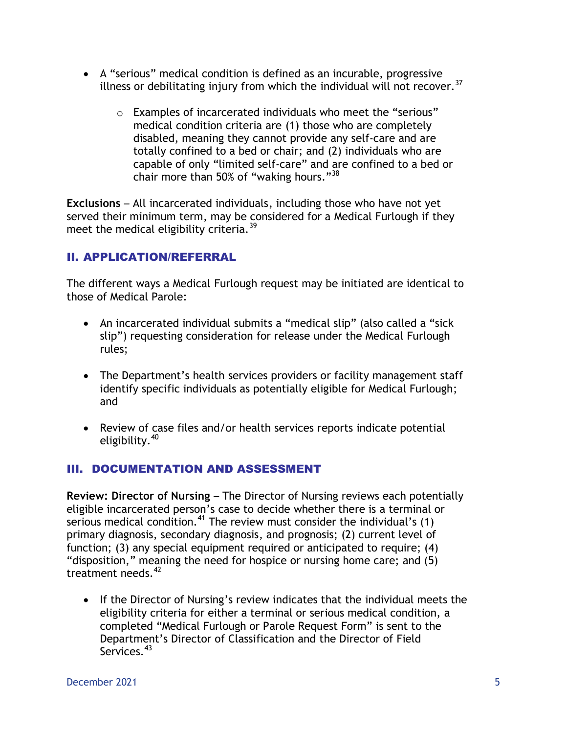- A "serious" medical condition is defined as an incurable, progressive illness or debilitating injury from which the individual will not recover.[37]
  - Examples of incarcerated individuals who meet the "serious" medical condition criteria are (1) those who are completely disabled, meaning they cannot provide any self-care and are totally confined to a bed or chair; and (2) individuals who are capable of only "limited self-care" and are confined to a bed or chair more than 50% of "waking hours."[38]

**Exclusions** – All incarcerated individuals, including those who have not yet served their minimum term, may be considered for a Medical Furlough if they meet the medical eligibility criteria.[39]

## II. APPLICATION/REFERRAL

The different ways a Medical Furlough request may be initiated are identical to those of Medical Parole:

- An incarcerated individual submits a "medical slip" (also called a "sick slip") requesting consideration for release under the Medical Furlough rules;
- The Department's health services providers or facility management staff identify specific individuals as potentially eligible for Medical Furlough; and
- Review of case files and/or health services reports indicate potential eligibility.[40]

## III. DOCUMENTATION AND ASSESSMENT

**Review: Director of Nursing** – The Director of Nursing reviews each potentially eligible incarcerated person's case to decide whether there is a terminal or serious medical condition.[41] The review must consider the individual's (1) primary diagnosis, secondary diagnosis, and prognosis; (2) current level of function; (3) any special equipment required or anticipated to require; (4) "disposition," meaning the need for hospice or nursing home care; and (5) treatment needs.[42]

- If the Director of Nursing's review indicates that the individual meets the eligibility criteria for either a terminal or serious medical condition, a completed "Medical Furlough or Parole Request Form" is sent to the Department's Director of Classification and the Director of Field Services.[43]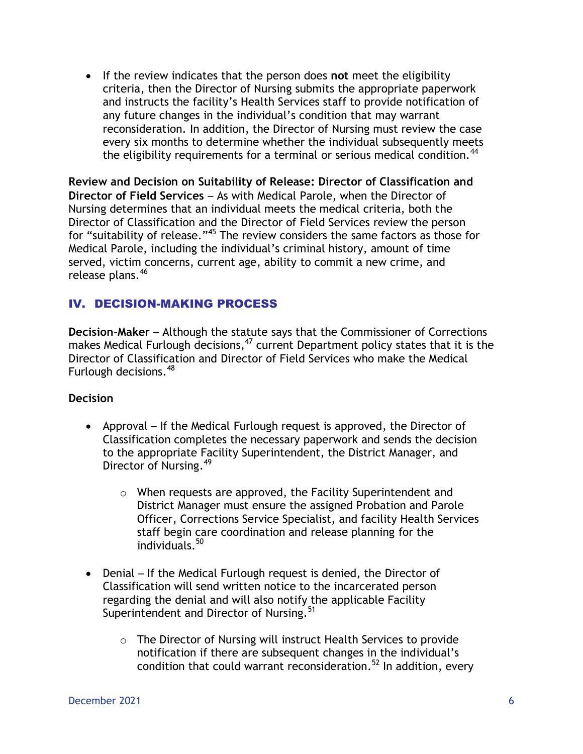- If the review indicates that the person does **not** meet the eligibility criteria, then the Director of Nursing submits the appropriate paperwork and instructs the facility's Health Services staff to provide notification of any future changes in the individual's condition that may warrant reconsideration. In addition, the Director of Nursing must review the case every six months to determine whether the individual subsequently meets the eligibility requirements for a terminal or serious medical condition.[44]

**Review and Decision on Suitability of Release: Director of Classification and Director of Field Services** – As with Medical Parole, when the Director of Nursing determines that an individual meets the medical criteria, both the Director of Classification and the Director of Field Services review the person for "suitability of release."[45] The review considers the same factors as those for Medical Parole, including the individual's criminal history, amount of time served, victim concerns, current age, ability to commit a new crime, and release plans.[46]

## IV. DECISION-MAKING PROCESS

**Decision-Maker** – Although the statute says that the Commissioner of Corrections makes Medical Furlough decisions,[47] current Department policy states that it is the Director of Classification and Director of Field Services who make the Medical Furlough decisions.[48]

**Decision**

- Approval – If the Medical Furlough request is approved, the Director of Classification completes the necessary paperwork and sends the decision to the appropriate Facility Superintendent, the District Manager, and Director of Nursing.[49]
  - When requests are approved, the Facility Superintendent and District Manager must ensure the assigned Probation and Parole Officer, Corrections Service Specialist, and facility Health Services staff begin care coordination and release planning for the individuals.[50]
- Denial – If the Medical Furlough request is denied, the Director of Classification will send written notice to the incarcerated person regarding the denial and will also notify the applicable Facility Superintendent and Director of Nursing.[51]
  - The Director of Nursing will instruct Health Services to provide notification if there are subsequent changes in the individual's condition that could warrant reconsideration.[52] In addition, every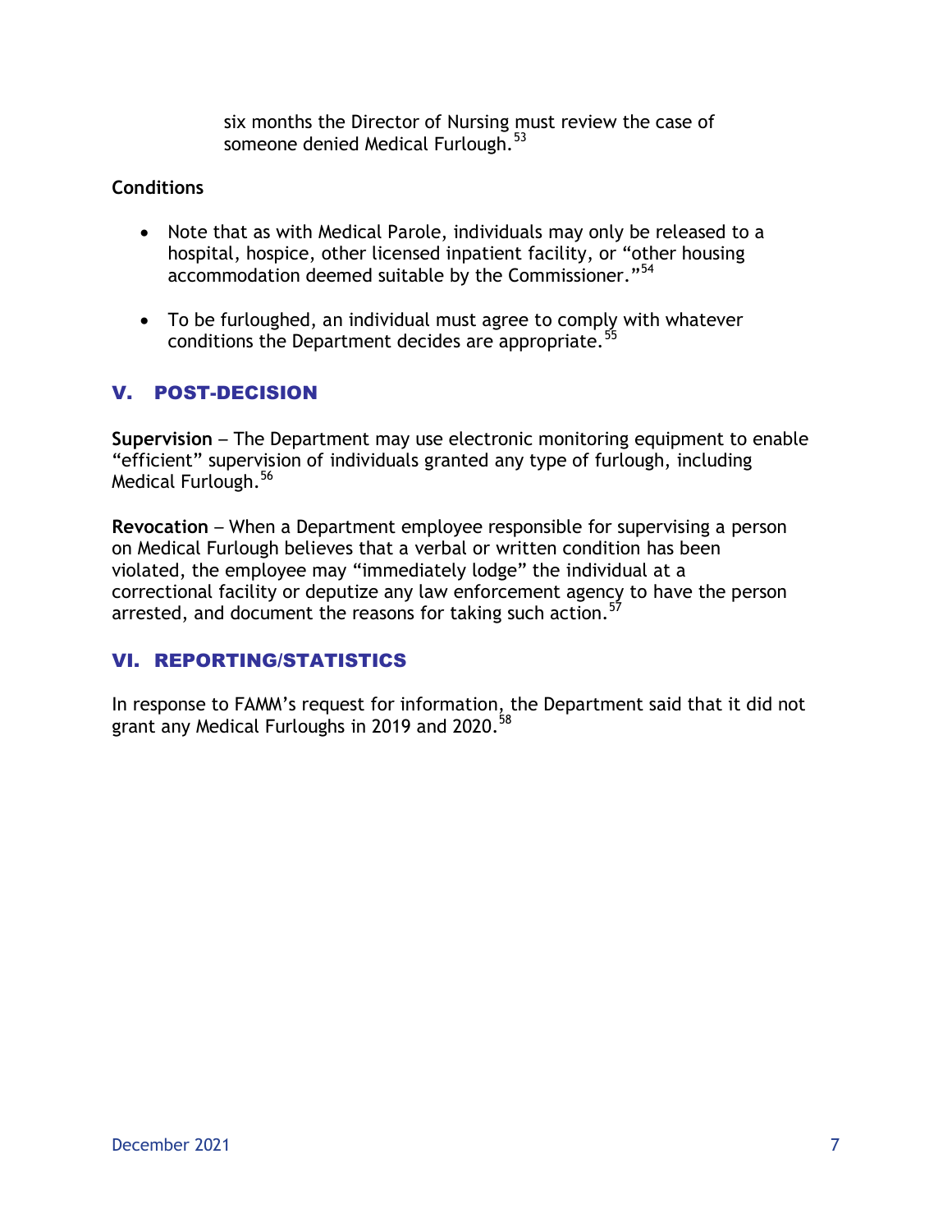six months the Director of Nursing must review the case of someone denied Medical Furlough.[53]

**Conditions**

- Note that as with Medical Parole, individuals may only be released to a hospital, hospice, other licensed inpatient facility, or "other housing accommodation deemed suitable by the Commissioner."[54]
- To be furloughed, an individual must agree to comply with whatever conditions the Department decides are appropriate.[55]

## V. POST-DECISION

**Supervision** – The Department may use electronic monitoring equipment to enable "efficient" supervision of individuals granted any type of furlough, including Medical Furlough.[56]

**Revocation** – When a Department employee responsible for supervising a person on Medical Furlough believes that a verbal or written condition has been violated, the employee may "immediately lodge" the individual at a correctional facility or deputize any law enforcement agency to have the person arrested, and document the reasons for taking such action.[57]

## VI. REPORTING/STATISTICS

In response to FAMM's request for information, the Department said that it did not grant any Medical Furloughs in 2019 and 2020.[58]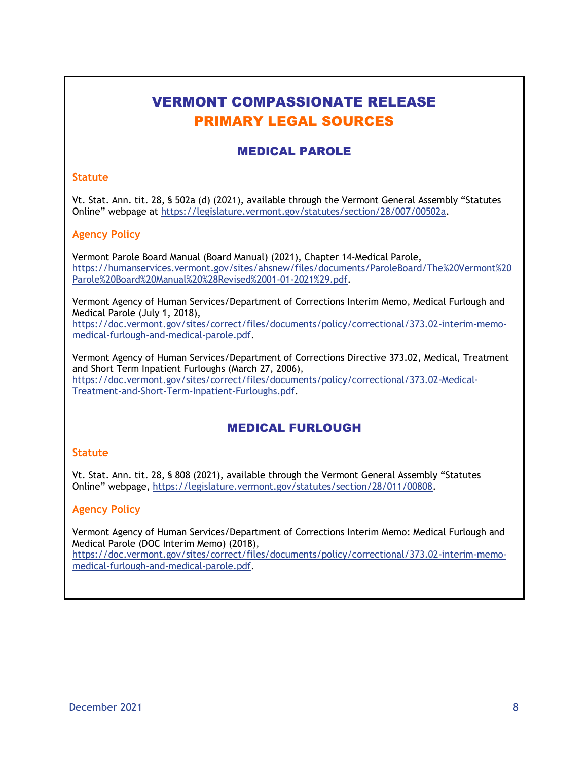# VERMONT COMPASSIONATE RELEASE
# PRIMARY LEGAL SOURCES

## MEDICAL PAROLE

### Statute

Vt. Stat. Ann. tit. 28, § 502a (d) (2021), available through the Vermont General Assembly "Statutes Online" webpage at https://legislature.vermont.gov/statutes/section/28/007/00502a.

### Agency Policy

Vermont Parole Board Manual (Board Manual) (2021), Chapter 14-Medical Parole, https://humanservices.vermont.gov/sites/ahsnew/files/documents/ParoleBoard/The%20Vermont%20Parole%20Board%20Manual%20%28Revised%2001-01-2021%29.pdf.

Vermont Agency of Human Services/Department of Corrections Interim Memo, Medical Furlough and Medical Parole (July 1, 2018), https://doc.vermont.gov/sites/correct/files/documents/policy/correctional/373.02-interim-memo-medical-furlough-and-medical-parole.pdf.

Vermont Agency of Human Services/Department of Corrections Directive 373.02, Medical, Treatment and Short Term Inpatient Furloughs (March 27, 2006), https://doc.vermont.gov/sites/correct/files/documents/policy/correctional/373.02-Medical-Treatment-and-Short-Term-Inpatient-Furloughs.pdf.

## MEDICAL FURLOUGH

### Statute

Vt. Stat. Ann. tit. 28, § 808 (2021), available through the Vermont General Assembly "Statutes Online" webpage, https://legislature.vermont.gov/statutes/section/28/011/00808.

### Agency Policy

Vermont Agency of Human Services/Department of Corrections Interim Memo: Medical Furlough and Medical Parole (DOC Interim Memo) (2018), https://doc.vermont.gov/sites/correct/files/documents/policy/correctional/373.02-interim-memo-medical-furlough-and-medical-parole.pdf.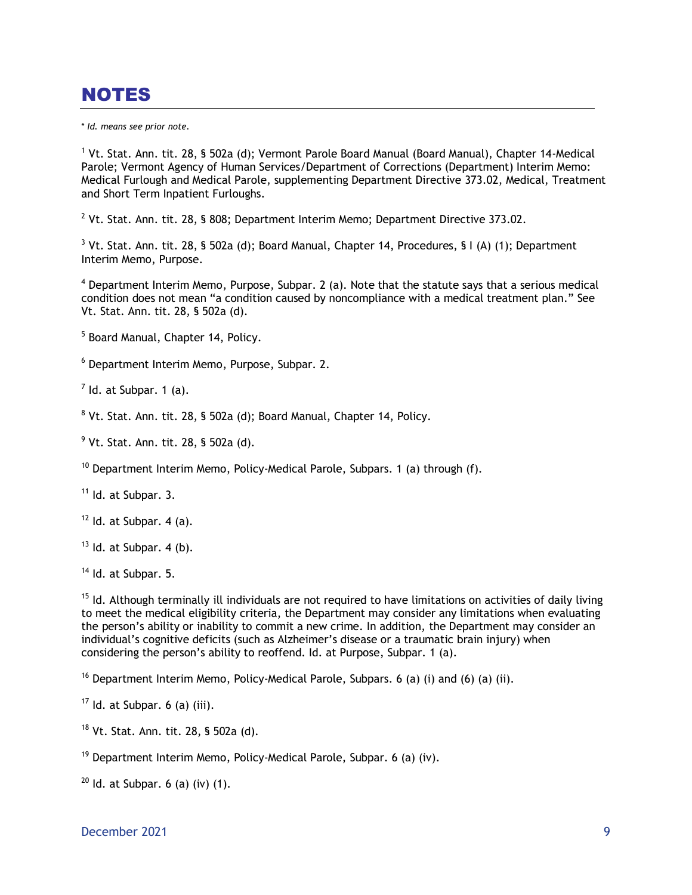# NOTES

\* *Id. means see prior note.*

[1] Vt. Stat. Ann. tit. 28, § 502a (d); Vermont Parole Board Manual (Board Manual), Chapter 14-Medical Parole; Vermont Agency of Human Services/Department of Corrections (Department) Interim Memo: Medical Furlough and Medical Parole, supplementing Department Directive 373.02, Medical, Treatment and Short Term Inpatient Furloughs.

[2] Vt. Stat. Ann. tit. 28, § 808; Department Interim Memo; Department Directive 373.02.

[3] Vt. Stat. Ann. tit. 28, § 502a (d); Board Manual, Chapter 14, Procedures, § I (A) (1); Department Interim Memo, Purpose.

[4] Department Interim Memo, Purpose, Subpar. 2 (a). Note that the statute says that a serious medical condition does not mean "a condition caused by noncompliance with a medical treatment plan." See Vt. Stat. Ann. tit. 28, § 502a (d).

[5] Board Manual, Chapter 14, Policy.

[6] Department Interim Memo, Purpose, Subpar. 2.

[7] Id. at Subpar. 1 (a).

[8] Vt. Stat. Ann. tit. 28, § 502a (d); Board Manual, Chapter 14, Policy.

[9] Vt. Stat. Ann. tit. 28, § 502a (d).

[10] Department Interim Memo, Policy-Medical Parole, Subpars. 1 (a) through (f).

[11] Id. at Subpar. 3.

[12] Id. at Subpar. 4 (a).

[13] Id. at Subpar. 4 (b).

[14] Id. at Subpar. 5.

[15] Id. Although terminally ill individuals are not required to have limitations on activities of daily living to meet the medical eligibility criteria, the Department may consider any limitations when evaluating the person's ability or inability to commit a new crime. In addition, the Department may consider an individual's cognitive deficits (such as Alzheimer's disease or a traumatic brain injury) when considering the person's ability to reoffend. Id. at Purpose, Subpar. 1 (a).

[16] Department Interim Memo, Policy-Medical Parole, Subpars. 6 (a) (i) and (6) (a) (ii).

[17] Id. at Subpar. 6 (a) (iii).

[18] Vt. Stat. Ann. tit. 28, § 502a (d).

[19] Department Interim Memo, Policy-Medical Parole, Subpar. 6 (a) (iv).

[20] Id. at Subpar. 6 (a) (iv) (1).

December 2021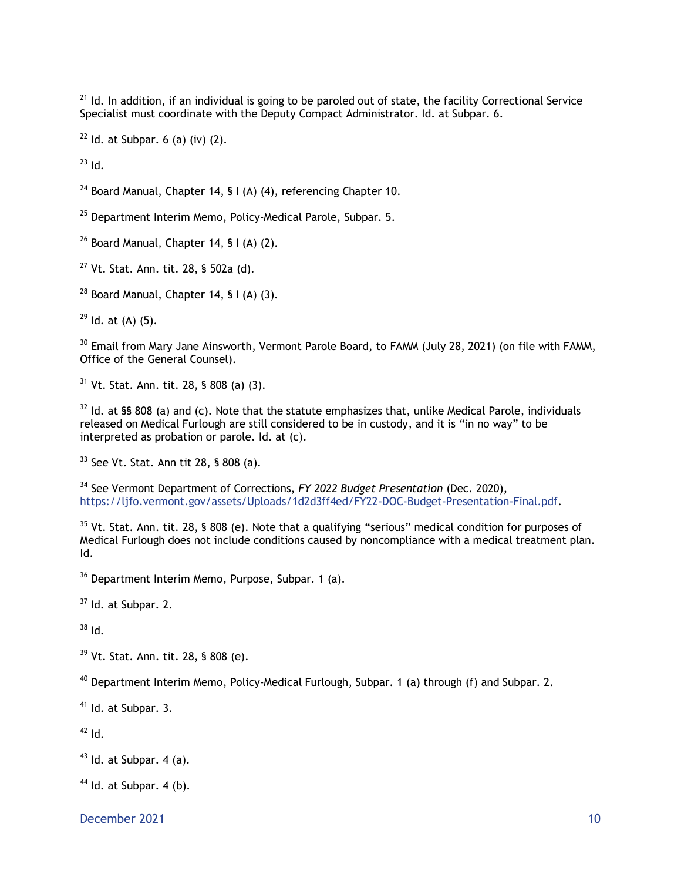[21] Id. In addition, if an individual is going to be paroled out of state, the facility Correctional Service Specialist must coordinate with the Deputy Compact Administrator. Id. at Subpar. 6.

[22] Id. at Subpar. 6 (a) (iv) (2).

[23] Id.

[24] Board Manual, Chapter 14, § I (A) (4), referencing Chapter 10.

[25] Department Interim Memo, Policy-Medical Parole, Subpar. 5.

[26] Board Manual, Chapter 14, § I (A) (2).

[27] Vt. Stat. Ann. tit. 28, § 502a (d).

[28] Board Manual, Chapter 14, § I (A) (3).

[29] Id. at (A) (5).

[30] Email from Mary Jane Ainsworth, Vermont Parole Board, to FAMM (July 28, 2021) (on file with FAMM, Office of the General Counsel).

[31] Vt. Stat. Ann. tit. 28, § 808 (a) (3).

[32] Id. at §§ 808 (a) and (c). Note that the statute emphasizes that, unlike Medical Parole, individuals released on Medical Furlough are still considered to be in custody, and it is "in no way" to be interpreted as probation or parole. Id. at (c).

[33] See Vt. Stat. Ann tit 28, § 808 (a).

[34] See Vermont Department of Corrections, *FY 2022 Budget Presentation* (Dec. 2020), https://ljfo.vermont.gov/assets/Uploads/1d2d3ff4ed/FY22-DOC-Budget-Presentation-Final.pdf.

[35] Vt. Stat. Ann. tit. 28, § 808 (e). Note that a qualifying "serious" medical condition for purposes of Medical Furlough does not include conditions caused by noncompliance with a medical treatment plan. Id.

[36] Department Interim Memo, Purpose, Subpar. 1 (a).

[37] Id. at Subpar. 2.

[38] Id.

[39] Vt. Stat. Ann. tit. 28, § 808 (e).

[40] Department Interim Memo, Policy-Medical Furlough, Subpar. 1 (a) through (f) and Subpar. 2.

[41] Id. at Subpar. 3.

[42] Id.

[43] Id. at Subpar. 4 (a).

[44] Id. at Subpar. 4 (b).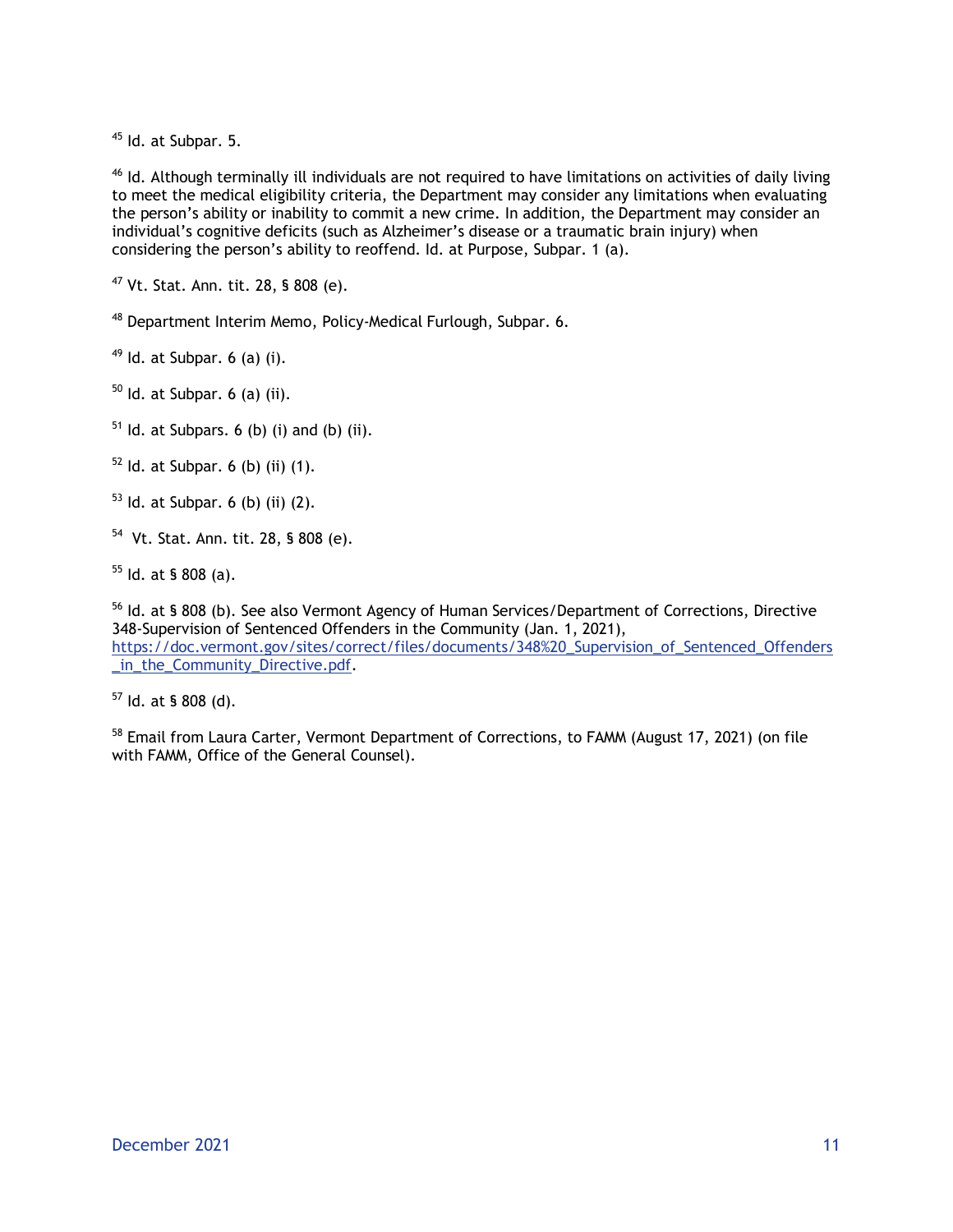[45] Id. at Subpar. 5.

[46] Id. Although terminally ill individuals are not required to have limitations on activities of daily living to meet the medical eligibility criteria, the Department may consider any limitations when evaluating the person's ability or inability to commit a new crime. In addition, the Department may consider an individual's cognitive deficits (such as Alzheimer's disease or a traumatic brain injury) when considering the person's ability to reoffend. Id. at Purpose, Subpar. 1 (a).

[47] Vt. Stat. Ann. tit. 28, § 808 (e).

[48] Department Interim Memo, Policy-Medical Furlough, Subpar. 6.

[49] Id. at Subpar. 6 (a) (i).

[50] Id. at Subpar. 6 (a) (ii).

[51] Id. at Subpars. 6 (b) (i) and (b) (ii).

[52] Id. at Subpar. 6 (b) (ii) (1).

[53] Id. at Subpar. 6 (b) (ii) (2).

[54] Vt. Stat. Ann. tit. 28, § 808 (e).

[55] Id. at § 808 (a).

[56] Id. at § 808 (b). See also Vermont Agency of Human Services/Department of Corrections, Directive 348-Supervision of Sentenced Offenders in the Community (Jan. 1, 2021), https://doc.vermont.gov/sites/correct/files/documents/348%20_Supervision_of_Sentenced_Offenders_in_the_Community_Directive.pdf.

[57] Id. at § 808 (d).

[58] Email from Laura Carter, Vermont Department of Corrections, to FAMM (August 17, 2021) (on file with FAMM, Office of the General Counsel).